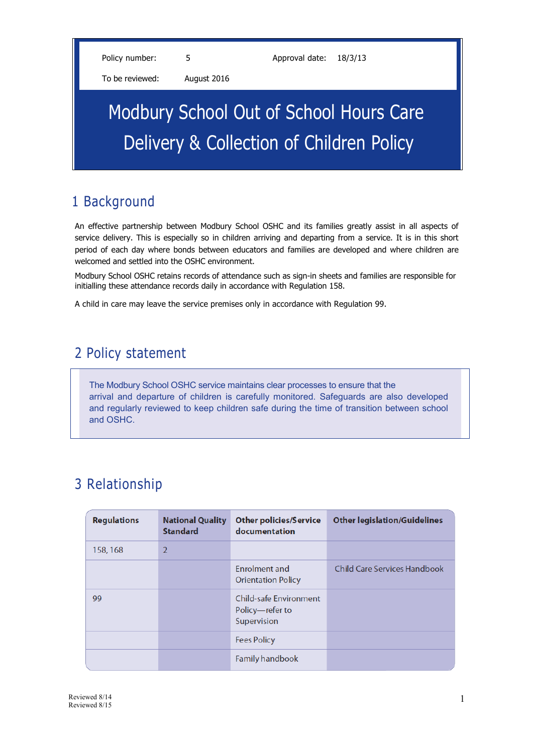| Policy number: | 5 | Approval date: | 18/3/13 |
| --- | --- | --- | --- |
| To be reviewed: | August 2016 | | |

# Modbury School Out of School Hours Care Delivery & Collection of Children Policy

## 1 Background

An effective partnership between Modbury School OSHC and its families greatly assist in all aspects of service delivery. This is especially so in children arriving and departing from a service. It is in this short period of each day where bonds between educators and families are developed and where children are welcomed and settled into the OSHC environment.

Modbury School OSHC retains records of attendance such as sign-in sheets and families are responsible for initialling these attendance records daily in accordance with Regulation 158.

A child in care may leave the service premises only in accordance with Regulation 99.

## 2 Policy statement

> The Modbury School OSHC service maintains clear processes to ensure that the arrival and departure of children is carefully monitored. Safeguards are also developed and regularly reviewed to keep children safe during the time of transition between school and OSHC.

## 3 Relationship

| Regulations | National Quality Standard | Other policies/Service documentation | Other legislation/Guidelines |
| --- | --- | --- | --- |
| 158, 168 | 2 | | |
| | | Enrolment and Orientation Policy | Child Care Services Handbook |
| 99 | | Child-safe Environment Policy—refer to Supervision | |
| | | Fees Policy | |
| | | Family handbook | |

Reviewed 8/14
Reviewed 8/15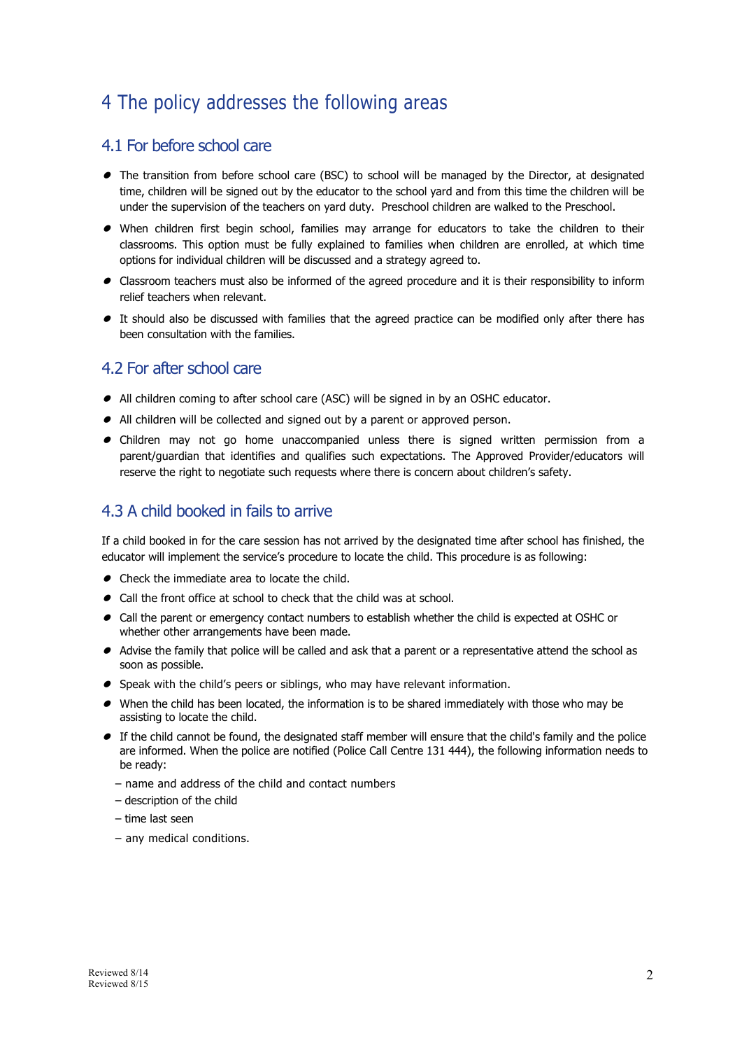# 4 The policy addresses the following areas

## 4.1 For before school care

- The transition from before school care (BSC) to school will be managed by the Director, at designated time, children will be signed out by the educator to the school yard and from this time the children will be under the supervision of the teachers on yard duty. Preschool children are walked to the Preschool.
- When children first begin school, families may arrange for educators to take the children to their classrooms. This option must be fully explained to families when children are enrolled, at which time options for individual children will be discussed and a strategy agreed to.
- Classroom teachers must also be informed of the agreed procedure and it is their responsibility to inform relief teachers when relevant.
- It should also be discussed with families that the agreed practice can be modified only after there has been consultation with the families.

## 4.2 For after school care

- All children coming to after school care (ASC) will be signed in by an OSHC educator.
- All children will be collected and signed out by a parent or approved person.
- Children may not go home unaccompanied unless there is signed written permission from a parent/guardian that identifies and qualifies such expectations. The Approved Provider/educators will reserve the right to negotiate such requests where there is concern about children's safety.

## 4.3 A child booked in fails to arrive

If a child booked in for the care session has not arrived by the designated time after school has finished, the educator will implement the service's procedure to locate the child. This procedure is as following:

- Check the immediate area to locate the child.
- Call the front office at school to check that the child was at school.
- Call the parent or emergency contact numbers to establish whether the child is expected at OSHC or whether other arrangements have been made.
- Advise the family that police will be called and ask that a parent or a representative attend the school as soon as possible.
- Speak with the child's peers or siblings, who may have relevant information.
- When the child has been located, the information is to be shared immediately with those who may be assisting to locate the child.
- If the child cannot be found, the designated staff member will ensure that the child's family and the police are informed. When the police are notified (Police Call Centre 131 444), the following information needs to be ready:
  - name and address of the child and contact numbers
  - description of the child
  - time last seen
  - any medical conditions.

Reviewed 8/14
Reviewed 8/15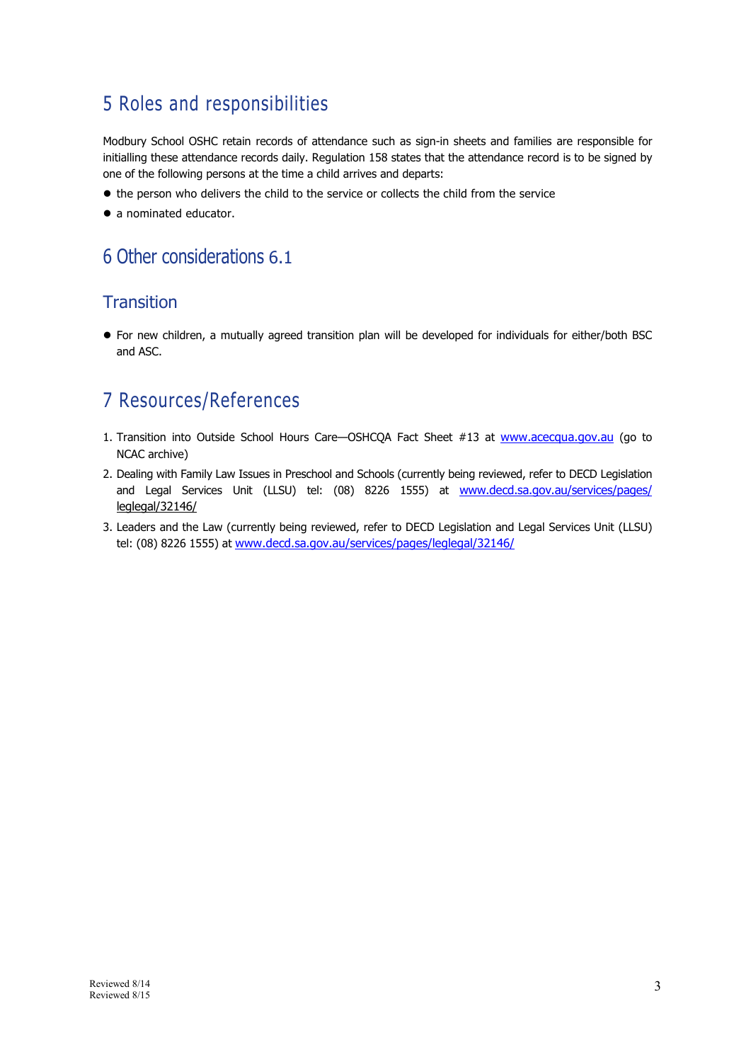# 5 Roles and responsibilities

Modbury School OSHC retain records of attendance such as sign-in sheets and families are responsible for initialling these attendance records daily. Regulation 158 states that the attendance record is to be signed by one of the following persons at the time a child arrives and departs:

- the person who delivers the child to the service or collects the child from the service
- a nominated educator.

# 6 Other considerations 6.1

## Transition

- For new children, a mutually agreed transition plan will be developed for individuals for either/both BSC and ASC.

# 7 Resources/References

1. Transition into Outside School Hours Care—OSHCQA Fact Sheet #13 at www.acecqua.gov.au (go to NCAC archive)
2. Dealing with Family Law Issues in Preschool and Schools (currently being reviewed, refer to DECD Legislation and Legal Services Unit (LLSU) tel: (08) 8226 1555) at www.decd.sa.gov.au/services/pages/leglegal/32146/
3. Leaders and the Law (currently being reviewed, refer to DECD Legislation and Legal Services Unit (LLSU) tel: (08) 8226 1555) at www.decd.sa.gov.au/services/pages/leglegal/32146/

Reviewed 8/14
Reviewed 8/15